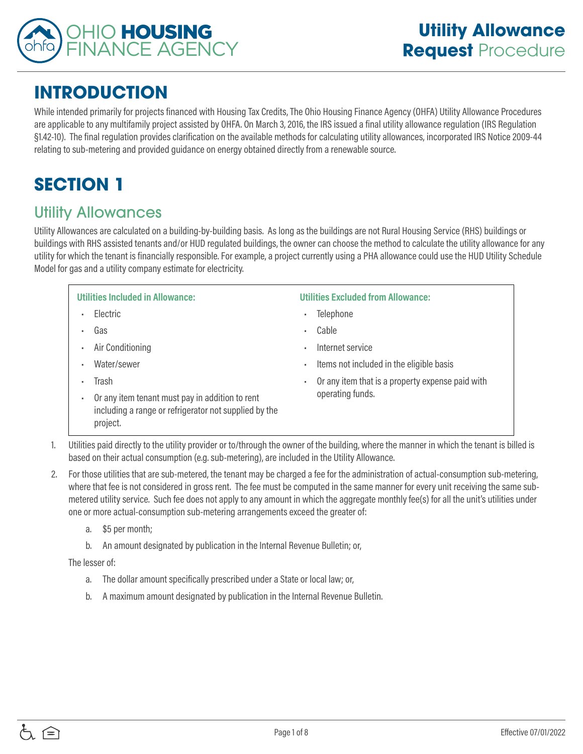# Utility Allowance Request Procedure

## INTRODUCTION

While intended primarily for projects financed with Housing Tax Credits, The Ohio Housing Finance Agency (OHFA) Utility Allowance Procedures are applicable to any multifamily project assisted by OHFA. On March 3, 2016, the IRS issued a final utility allowance regulation (IRS Regulation §1.42-10). The final regulation provides clarification on the available methods for calculating utility allowances, incorporated IRS Notice 2009-44 relating to sub-metering and provided guidance on energy obtained directly from a renewable source.

## SECTION 1

### Utility Allowances

Utility Allowances are calculated on a building-by-building basis. As long as the buildings are not Rural Housing Service (RHS) buildings or buildings with RHS assisted tenants and/or HUD regulated buildings, the owner can choose the method to calculate the utility allowance for any utility for which the tenant is financially responsible. For example, a project currently using a PHA allowance could use the HUD Utility Schedule Model for gas and a utility company estimate for electricity.

**Utilities Included in Allowance:**

- Electric
- Gas
- Air Conditioning
- Water/sewer
- Trash
- Or any item tenant must pay in addition to rent including a range or refrigerator not supplied by the project.

**Utilities Excluded from Allowance:**

- Telephone
- Cable
- Internet service
- Items not included in the eligible basis
- Or any item that is a property expense paid with operating funds.

1. Utilities paid directly to the utility provider or to/through the owner of the building, where the manner in which the tenant is billed is based on their actual consumption (e.g. sub-metering), are included in the Utility Allowance.
2. For those utilities that are sub-metered, the tenant may be charged a fee for the administration of actual-consumption sub-metering, where that fee is not considered in gross rent. The fee must be computed in the same manner for every unit receiving the same sub-metered utility service. Such fee does not apply to any amount in which the aggregate monthly fee(s) for all the unit's utilities under one or more actual-consumption sub-metering arrangements exceed the greater of:

    a. $5 per month;

    b. An amount designated by publication in the Internal Revenue Bulletin; or,

    The lesser of:

    a. The dollar amount specifically prescribed under a State or local law; or,

    b. A maximum amount designated by publication in the Internal Revenue Bulletin.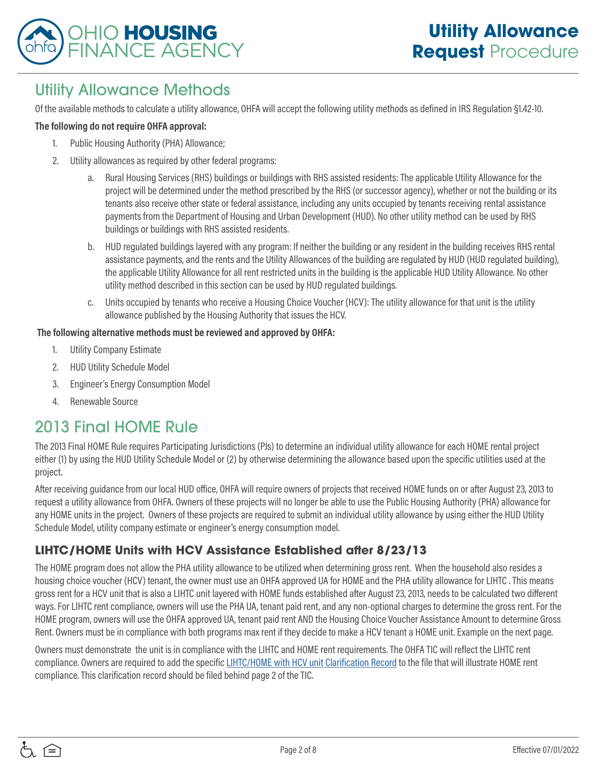## Utility Allowance Methods

Of the available methods to calculate a utility allowance, OHFA will accept the following utility methods as defined in IRS Regulation §1.42-10.

**The following do not require OHFA approval:**

1. Public Housing Authority (PHA) Allowance;
2. Utility allowances as required by other federal programs:
   a. Rural Housing Services (RHS) buildings or buildings with RHS assisted residents: The applicable Utility Allowance for the project will be determined under the method prescribed by the RHS (or successor agency), whether or not the building or its tenants also receive other state or federal assistance, including any units occupied by tenants receiving rental assistance payments from the Department of Housing and Urban Development (HUD). No other utility method can be used by RHS buildings or buildings with RHS assisted residents.
   b. HUD regulated buildings layered with any program: If neither the building or any resident in the building receives RHS rental assistance payments, and the rents and the Utility Allowances of the building are regulated by HUD (HUD regulated building), the applicable Utility Allowance for all rent restricted units in the building is the applicable HUD Utility Allowance. No other utility method described in this section can be used by HUD regulated buildings.
   c. Units occupied by tenants who receive a Housing Choice Voucher (HCV): The utility allowance for that unit is the utility allowance published by the Housing Authority that issues the HCV.

**The following alternative methods must be reviewed and approved by OHFA:**

1. Utility Company Estimate
2. HUD Utility Schedule Model
3. Engineer's Energy Consumption Model
4. Renewable Source

## 2013 Final HOME Rule

The 2013 Final HOME Rule requires Participating Jurisdictions (PJs) to determine an individual utility allowance for each HOME rental project either (1) by using the HUD Utility Schedule Model or (2) by otherwise determining the allowance based upon the specific utilities used at the project.

After receiving guidance from our local HUD office, OHFA will require owners of projects that received HOME funds on or after August 23, 2013 to request a utility allowance from OHFA. Owners of these projects will no longer be able to use the Public Housing Authority (PHA) allowance for any HOME units in the project. Owners of these projects are required to submit an individual utility allowance by using either the HUD Utility Schedule Model, utility company estimate or engineer's energy consumption model.

### LIHTC/HOME Units with HCV Assistance Established after 8/23/13

The HOME program does not allow the PHA utility allowance to be utilized when determining gross rent. When the household also resides a housing choice voucher (HCV) tenant, the owner must use an OHFA approved UA for HOME and the PHA utility allowance for LIHTC . This means gross rent for a HCV unit that is also a LIHTC unit layered with HOME funds established after August 23, 2013, needs to be calculated two different ways. For LIHTC rent compliance, owners will use the PHA UA, tenant paid rent, and any non-optional charges to determine the gross rent. For the HOME program, owners will use the OHFA approved UA, tenant paid rent AND the Housing Choice Voucher Assistance Amount to determine Gross Rent. Owners must be in compliance with both programs max rent if they decide to make a HCV tenant a HOME unit. Example on the next page.

Owners must demonstrate the unit is in compliance with the LIHTC and HOME rent requirements. The OHFA TIC will reflect the LIHTC rent compliance. Owners are required to add the specific LIHTC/HOME with HCV unit Clarification Record to the file that will illustrate HOME rent compliance. This clarification record should be filed behind page 2 of the TIC.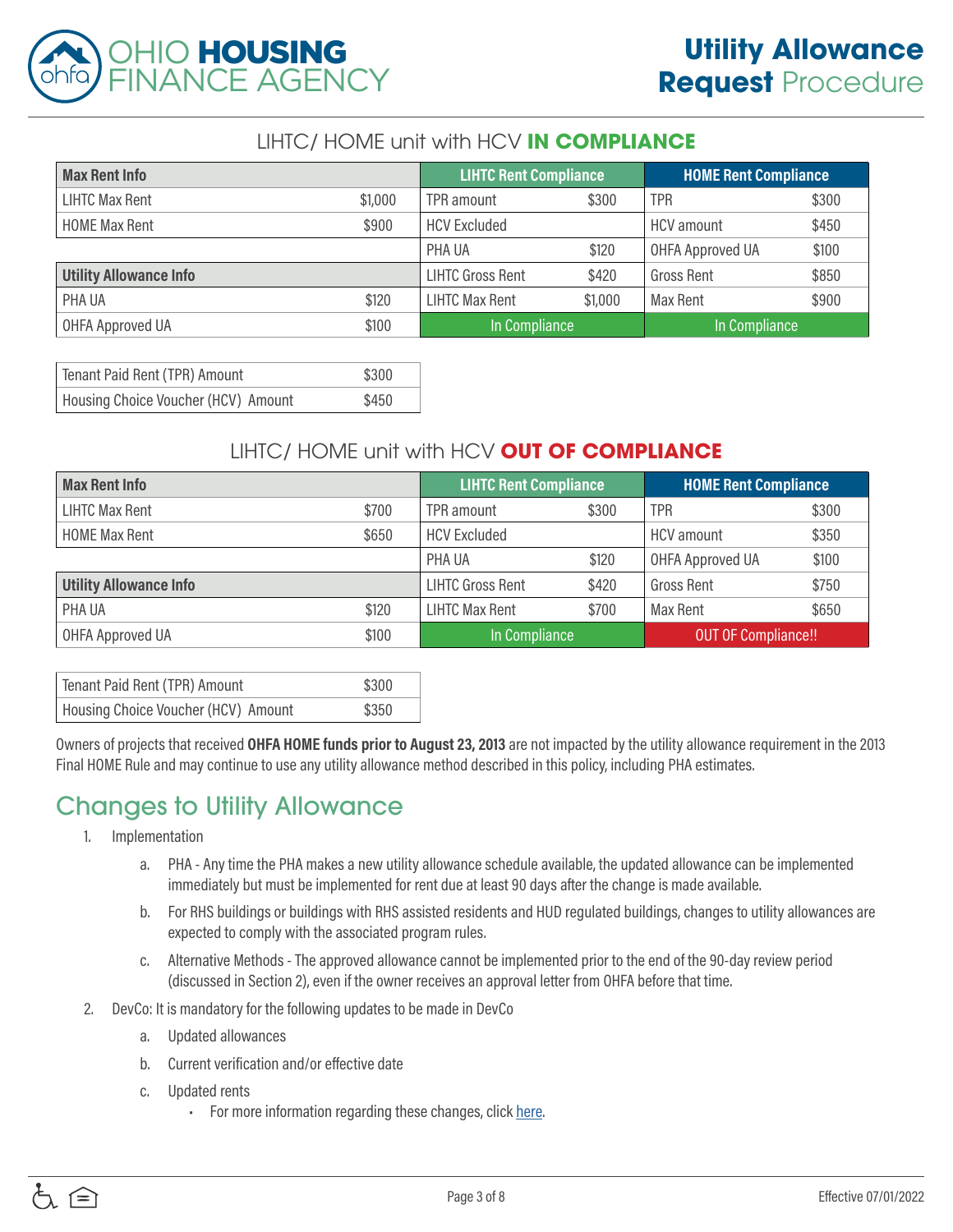## LIHTC/ HOME unit with HCV **IN COMPLIANCE**

| Max Rent Info | | LIHTC Rent Compliance | | HOME Rent Compliance | |
|---|---|---|---|---|---|
| LIHTC Max Rent | $1,000 | TPR amount | $300 | TPR | $300 |
| HOME Max Rent | $900 | HCV Excluded | | HCV amount | $450 |
| | | PHA UA | $120 | OHFA Approved UA | $100 |
| **Utility Allowance Info** | | LIHTC Gross Rent | $420 | Gross Rent | $850 |
| PHA UA | $120 | LIHTC Max Rent | $1,000 | Max Rent | $900 |
| OHFA Approved UA | $100 | In Compliance | | In Compliance | |

| | |
|---|---|
| Tenant Paid Rent (TPR) Amount | $300 |
| Housing Choice Voucher (HCV) Amount | $450 |

## LIHTC/ HOME unit with HCV **OUT OF COMPLIANCE**

| Max Rent Info | | LIHTC Rent Compliance | | HOME Rent Compliance | |
|---|---|---|---|---|---|
| LIHTC Max Rent | $700 | TPR amount | $300 | TPR | $300 |
| HOME Max Rent | $650 | HCV Excluded | | HCV amount | $350 |
| | | PHA UA | $120 | OHFA Approved UA | $100 |
| **Utility Allowance Info** | | LIHTC Gross Rent | $420 | Gross Rent | $750 |
| PHA UA | $120 | LIHTC Max Rent | $700 | Max Rent | $650 |
| OHFA Approved UA | $100 | In Compliance | | OUT OF Compliance!! | |

| | |
|---|---|
| Tenant Paid Rent (TPR) Amount | $300 |
| Housing Choice Voucher (HCV) Amount | $350 |

Owners of projects that received **OHFA HOME funds prior to August 23, 2013** are not impacted by the utility allowance requirement in the 2013 Final HOME Rule and may continue to use any utility allowance method described in this policy, including PHA estimates.

# Changes to Utility Allowance

1. Implementation
   a. PHA - Any time the PHA makes a new utility allowance schedule available, the updated allowance can be implemented immediately but must be implemented for rent due at least 90 days after the change is made available.
   b. For RHS buildings or buildings with RHS assisted residents and HUD regulated buildings, changes to utility allowances are expected to comply with the associated program rules.
   c. Alternative Methods - The approved allowance cannot be implemented prior to the end of the 90-day review period (discussed in Section 2), even if the owner receives an approval letter from OHFA before that time.
2. DevCo: It is mandatory for the following updates to be made in DevCo
   a. Updated allowances
   b. Current verification and/or effective date
   c. Updated rents
      - For more information regarding these changes, click here.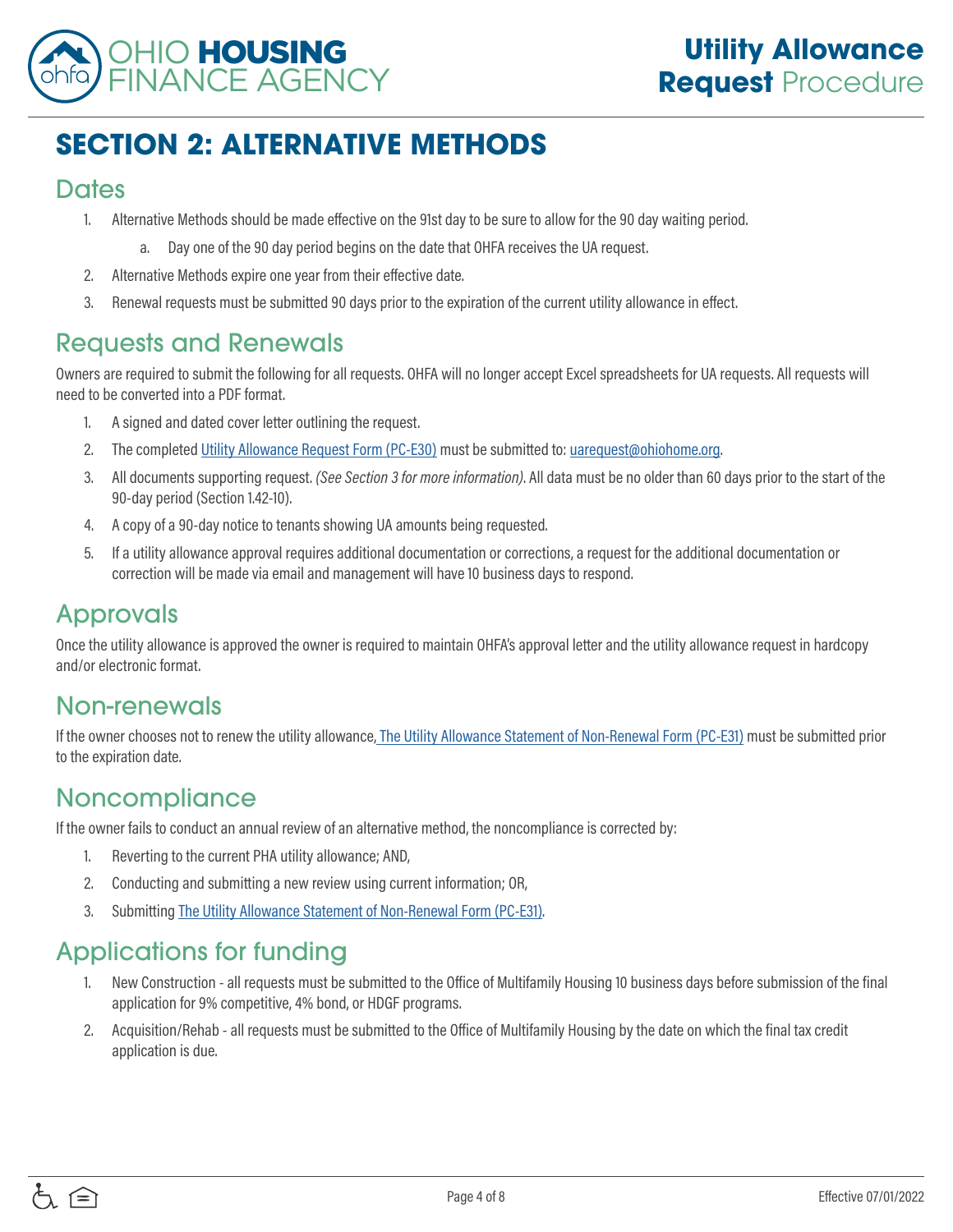# SECTION 2: ALTERNATIVE METHODS

## Dates

1. Alternative Methods should be made effective on the 91st day to be sure to allow for the 90 day waiting period.
   a. Day one of the 90 day period begins on the date that OHFA receives the UA request.
2. Alternative Methods expire one year from their effective date.
3. Renewal requests must be submitted 90 days prior to the expiration of the current utility allowance in effect.

## Requests and Renewals

Owners are required to submit the following for all requests. OHFA will no longer accept Excel spreadsheets for UA requests. All requests will need to be converted into a PDF format.

1. A signed and dated cover letter outlining the request.
2. The completed Utility Allowance Request Form (PC-E30) must be submitted to: uarequest@ohiohome.org.
3. All documents supporting request. *(See Section 3 for more information)*. All data must be no older than 60 days prior to the start of the 90-day period (Section 1.42-10).
4. A copy of a 90-day notice to tenants showing UA amounts being requested.
5. If a utility allowance approval requires additional documentation or corrections, a request for the additional documentation or correction will be made via email and management will have 10 business days to respond.

## Approvals

Once the utility allowance is approved the owner is required to maintain OHFA's approval letter and the utility allowance request in hardcopy and/or electronic format.

## Non-renewals

If the owner chooses not to renew the utility allowance, The Utility Allowance Statement of Non-Renewal Form (PC-E31) must be submitted prior to the expiration date.

## Noncompliance

If the owner fails to conduct an annual review of an alternative method, the noncompliance is corrected by:

1. Reverting to the current PHA utility allowance; AND,
2. Conducting and submitting a new review using current information; OR,
3. Submitting The Utility Allowance Statement of Non-Renewal Form (PC-E31).

## Applications for funding

1. New Construction - all requests must be submitted to the Office of Multifamily Housing 10 business days before submission of the final application for 9% competitive, 4% bond, or HDGF programs.
2. Acquisition/Rehab - all requests must be submitted to the Office of Multifamily Housing by the date on which the final tax credit application is due.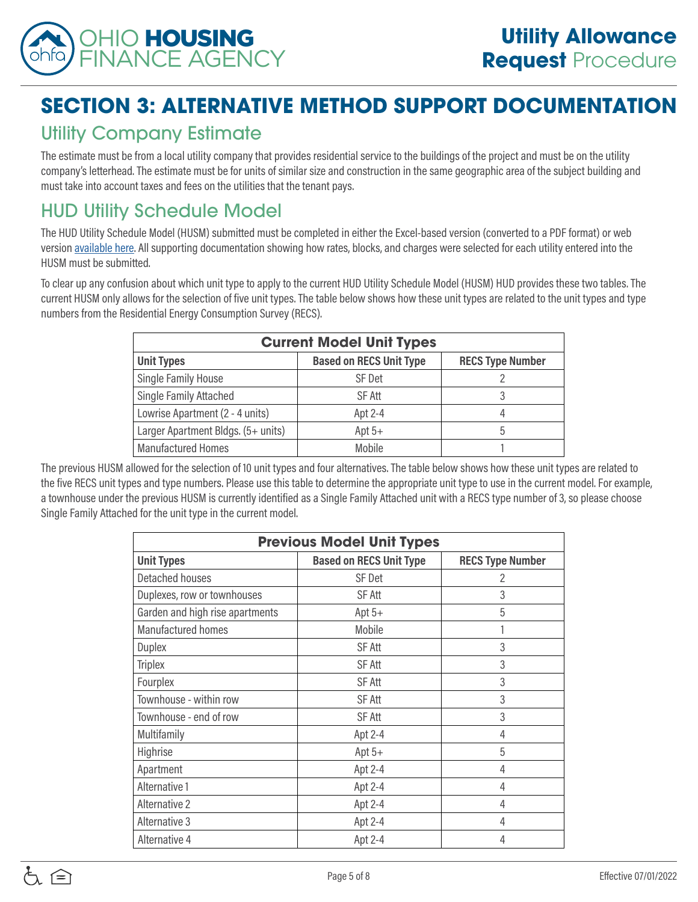# SECTION 3: ALTERNATIVE METHOD SUPPORT DOCUMENTATION

## Utility Company Estimate

The estimate must be from a local utility company that provides residential service to the buildings of the project and must be on the utility company's letterhead. The estimate must be for units of similar size and construction in the same geographic area of the subject building and must take into account taxes and fees on the utilities that the tenant pays.

## HUD Utility Schedule Model

The HUD Utility Schedule Model (HUSM) submitted must be completed in either the Excel-based version (converted to a PDF format) or web version available here. All supporting documentation showing how rates, blocks, and charges were selected for each utility entered into the HUSM must be submitted.

To clear up any confusion about which unit type to apply to the current HUD Utility Schedule Model (HUSM) HUD provides these two tables. The current HUSM only allows for the selection of five unit types. The table below shows how these unit types are related to the unit types and type numbers from the Residential Energy Consumption Survey (RECS).

| Current Model Unit Types | | |
|---|---|---|
| **Unit Types** | **Based on RECS Unit Type** | **RECS Type Number** |
| Single Family House | SF Det | 2 |
| Single Family Attached | SF Att | 3 |
| Lowrise Apartment (2 - 4 units) | Apt 2-4 | 4 |
| Larger Apartment Bldgs. (5+ units) | Apt 5+ | 5 |
| Manufactured Homes | Mobile | 1 |

The previous HUSM allowed for the selection of 10 unit types and four alternatives. The table below shows how these unit types are related to the five RECS unit types and type numbers. Please use this table to determine the appropriate unit type to use in the current model. For example, a townhouse under the previous HUSM is currently identified as a Single Family Attached unit with a RECS type number of 3, so please choose Single Family Attached for the unit type in the current model.

| Previous Model Unit Types | | |
|---|---|---|
| **Unit Types** | **Based on RECS Unit Type** | **RECS Type Number** |
| Detached houses | SF Det | 2 |
| Duplexes, row or townhouses | SF Att | 3 |
| Garden and high rise apartments | Apt 5+ | 5 |
| Manufactured homes | Mobile | 1 |
| Duplex | SF Att | 3 |
| Triplex | SF Att | 3 |
| Fourplex | SF Att | 3 |
| Townhouse - within row | SF Att | 3 |
| Townhouse - end of row | SF Att | 3 |
| Multifamily | Apt 2-4 | 4 |
| Highrise | Apt 5+ | 5 |
| Apartment | Apt 2-4 | 4 |
| Alternative 1 | Apt 2-4 | 4 |
| Alternative 2 | Apt 2-4 | 4 |
| Alternative 3 | Apt 2-4 | 4 |
| Alternative 4 | Apt 2-4 | 4 |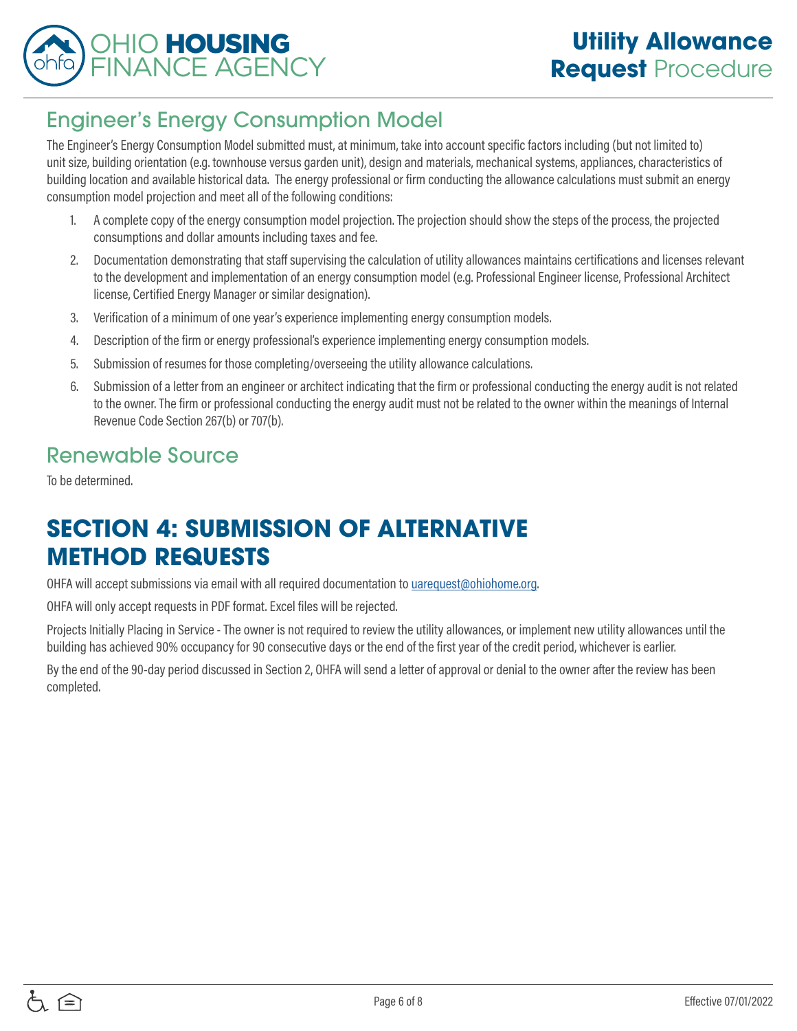## Engineer's Energy Consumption Model

The Engineer's Energy Consumption Model submitted must, at minimum, take into account specific factors including (but not limited to) unit size, building orientation (e.g. townhouse versus garden unit), design and materials, mechanical systems, appliances, characteristics of building location and available historical data. The energy professional or firm conducting the allowance calculations must submit an energy consumption model projection and meet all of the following conditions:

1. A complete copy of the energy consumption model projection. The projection should show the steps of the process, the projected consumptions and dollar amounts including taxes and fee.
2. Documentation demonstrating that staff supervising the calculation of utility allowances maintains certifications and licenses relevant to the development and implementation of an energy consumption model (e.g. Professional Engineer license, Professional Architect license, Certified Energy Manager or similar designation).
3. Verification of a minimum of one year's experience implementing energy consumption models.
4. Description of the firm or energy professional's experience implementing energy consumption models.
5. Submission of resumes for those completing/overseeing the utility allowance calculations.
6. Submission of a letter from an engineer or architect indicating that the firm or professional conducting the energy audit is not related to the owner. The firm or professional conducting the energy audit must not be related to the owner within the meanings of Internal Revenue Code Section 267(b) or 707(b).

## Renewable Source

To be determined.

# SECTION 4: SUBMISSION OF ALTERNATIVE METHOD REQUESTS

OHFA will accept submissions via email with all required documentation to uarequest@ohiohome.org.

OHFA will only accept requests in PDF format. Excel files will be rejected.

Projects Initially Placing in Service - The owner is not required to review the utility allowances, or implement new utility allowances until the building has achieved 90% occupancy for 90 consecutive days or the end of the first year of the credit period, whichever is earlier.

By the end of the 90-day period discussed in Section 2, OHFA will send a letter of approval or denial to the owner after the review has been completed.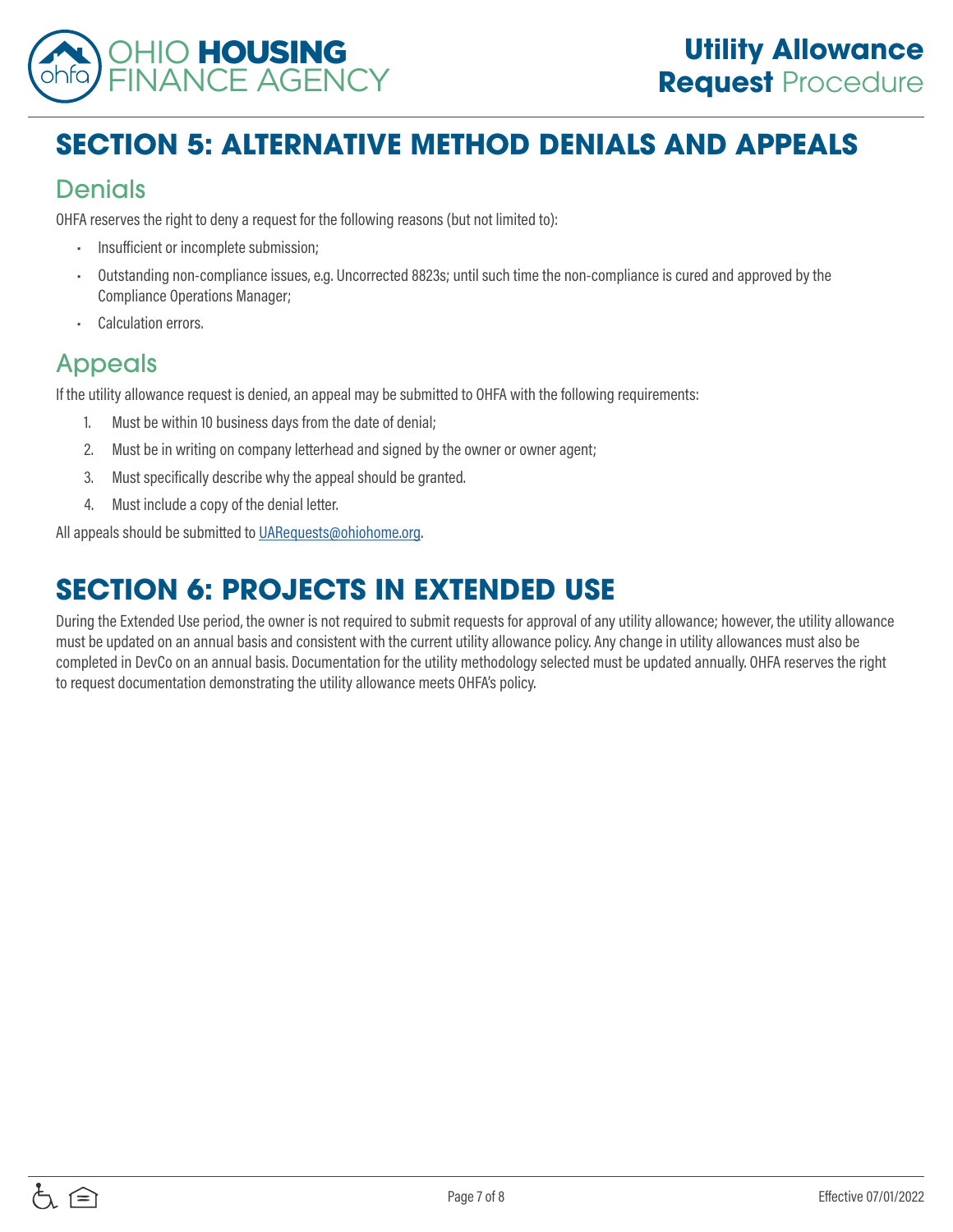# SECTION 5: ALTERNATIVE METHOD DENIALS AND APPEALS

## Denials

OHFA reserves the right to deny a request for the following reasons (but not limited to):

- Insufficient or incomplete submission;
- Outstanding non-compliance issues, e.g. Uncorrected 8823s; until such time the non-compliance is cured and approved by the Compliance Operations Manager;
- Calculation errors.

## Appeals

If the utility allowance request is denied, an appeal may be submitted to OHFA with the following requirements:

1. Must be within 10 business days from the date of denial;
2. Must be in writing on company letterhead and signed by the owner or owner agent;
3. Must specifically describe why the appeal should be granted.
4. Must include a copy of the denial letter.

All appeals should be submitted to UARequests@ohiohome.org.

# SECTION 6: PROJECTS IN EXTENDED USE

During the Extended Use period, the owner is not required to submit requests for approval of any utility allowance; however, the utility allowance must be updated on an annual basis and consistent with the current utility allowance policy. Any change in utility allowances must also be completed in DevCo on an annual basis. Documentation for the utility methodology selected must be updated annually. OHFA reserves the right to request documentation demonstrating the utility allowance meets OHFA's policy.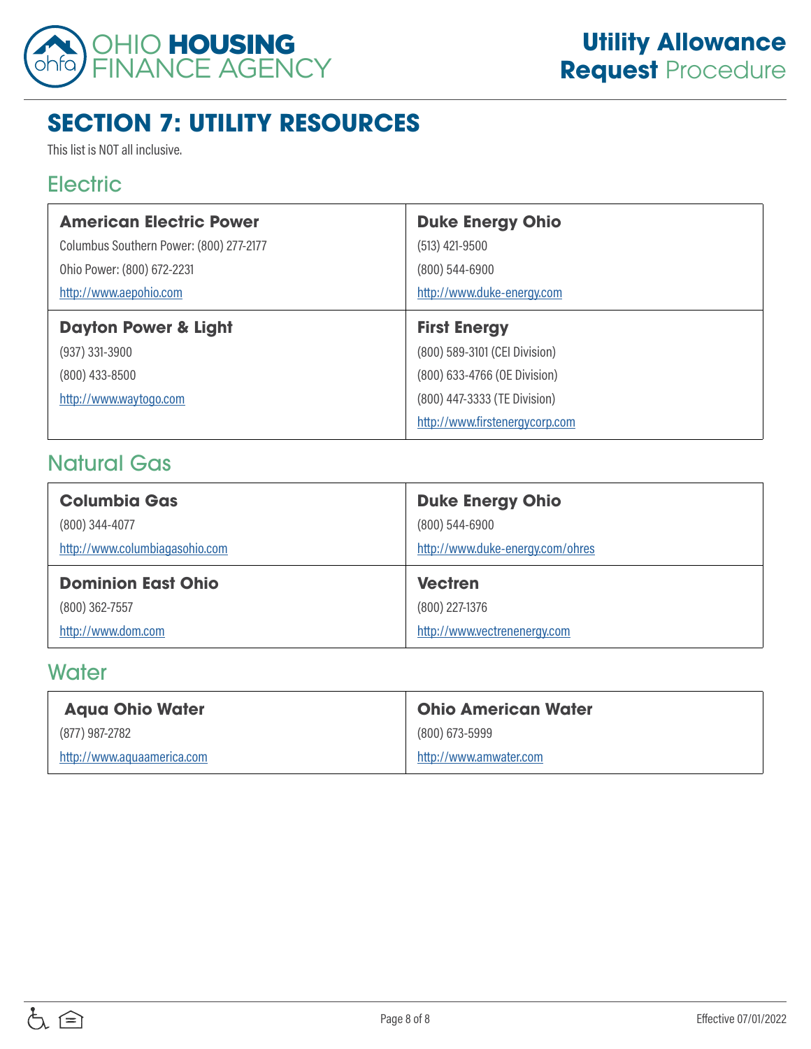# SECTION 7: UTILITY RESOURCES

This list is NOT all inclusive.

## Electric

| | |
|---|---|
| **American Electric Power**<br>Columbus Southern Power: (800) 277-2177<br>Ohio Power: (800) 672-2231<br>http://www.aepohio.com | **Duke Energy Ohio**<br>(513) 421-9500<br>(800) 544-6900<br>http://www.duke-energy.com |
| **Dayton Power & Light**<br>(937) 331-3900<br>(800) 433-8500<br>http://www.waytogo.com | **First Energy**<br>(800) 589-3101 (CEI Division)<br>(800) 633-4766 (OE Division)<br>(800) 447-3333 (TE Division)<br>http://www.firstenergycorp.com |

## Natural Gas

| | |
|---|---|
| **Columbia Gas**<br>(800) 344-4077<br>http://www.columbiagasohio.com | **Duke Energy Ohio**<br>(800) 544-6900<br>http://www.duke-energy.com/ohres |
| **Dominion East Ohio**<br>(800) 362-7557<br>http://www.dom.com | **Vectren**<br>(800) 227-1376<br>http://www.vectrenenergy.com |

## Water

| | |
|---|---|
| **Aqua Ohio Water**<br>(877) 987-2782<br>http://www.aquaamerica.com | **Ohio American Water**<br>(800) 673-5999<br>http://www.amwater.com |

Effective 07/01/2022